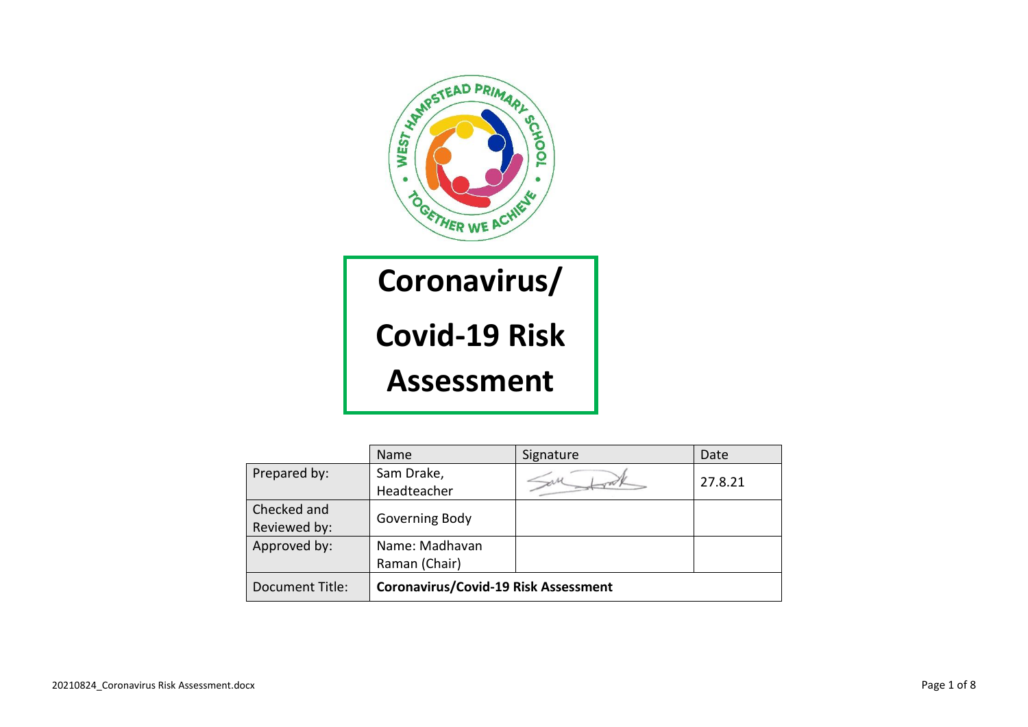# Coronavirus/ Covid-19 Risk Assessment

| | Name | Signature | Date |
|---|---|---|---|
| Prepared by: | Sam Drake, Headteacher | Sam Drake | 27.8.21 |
| Checked and Reviewed by: | Governing Body | | |
| Approved by: | Name: Madhavan Raman (Chair) | | |
| Document Title: | **Coronavirus/Covid-19 Risk Assessment** | | |

20210824_Coronavirus Risk Assessment.docx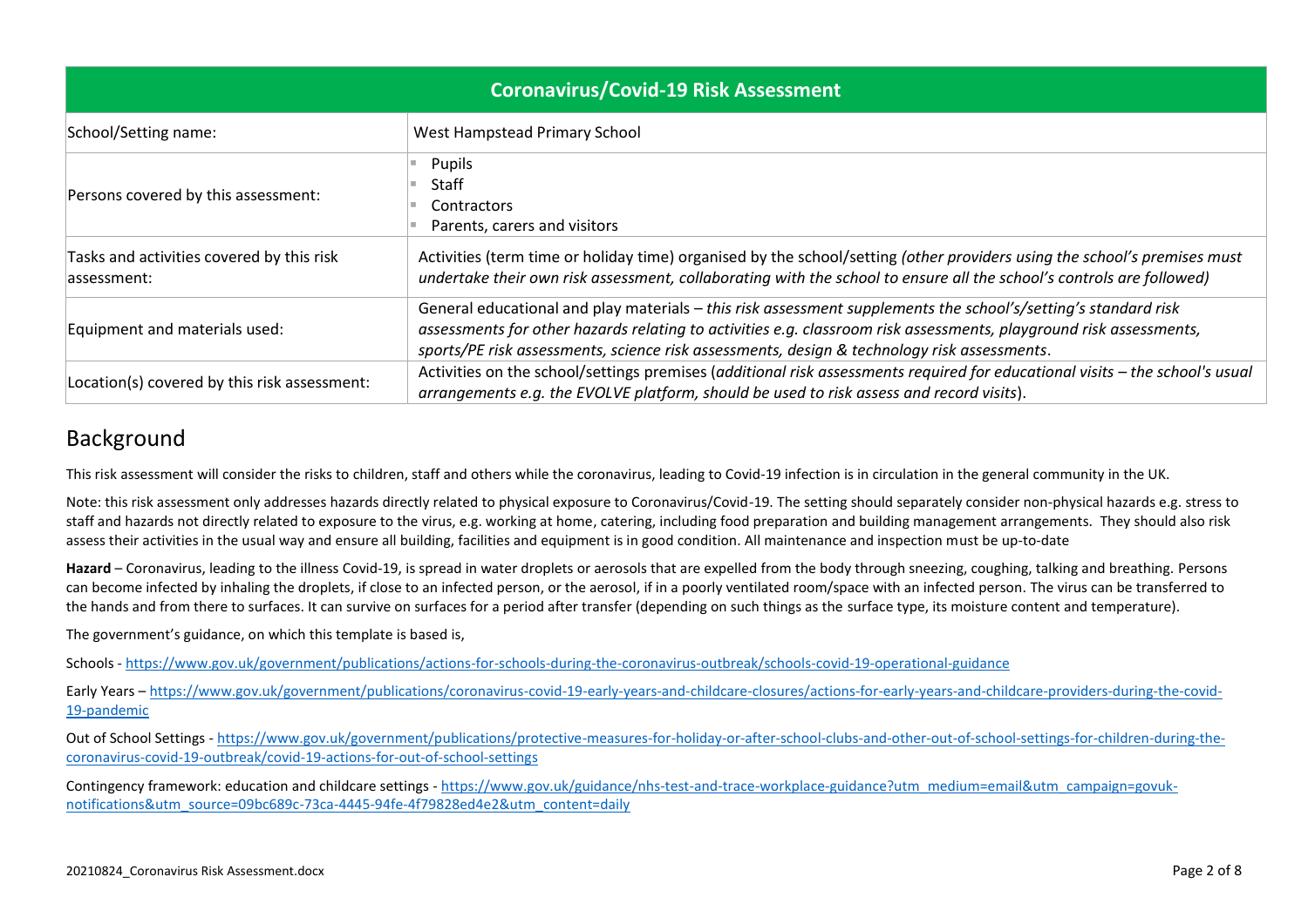| Coronavirus/Covid-19 Risk Assessment | |
|---|---|
| School/Setting name: | West Hampstead Primary School |
| Persons covered by this assessment: | - Pupils<br>- Staff<br>- Contractors<br>- Parents, carers and visitors |
| Tasks and activities covered by this risk assessment: | Activities (term time or holiday time) organised by the school/setting *(other providers using the school's premises must undertake their own risk assessment, collaborating with the school to ensure all the school's controls are followed)* |
| Equipment and materials used: | General educational and play materials – *this risk assessment supplements the school's/setting's standard risk assessments for other hazards relating to activities e.g. classroom risk assessments, playground risk assessments, sports/PE risk assessments, science risk assessments, design & technology risk assessments*. |
| Location(s) covered by this risk assessment: | Activities on the school/settings premises (*additional risk assessments required for educational visits – the school's usual arrangements e.g. the EVOLVE platform, should be used to risk assess and record visits*). |

## Background

This risk assessment will consider the risks to children, staff and others while the coronavirus, leading to Covid-19 infection is in circulation in the general community in the UK.

Note: this risk assessment only addresses hazards directly related to physical exposure to Coronavirus/Covid-19. The setting should separately consider non-physical hazards e.g. stress to staff and hazards not directly related to exposure to the virus, e.g. working at home, catering, including food preparation and building management arrangements. They should also risk assess their activities in the usual way and ensure all building, facilities and equipment is in good condition. All maintenance and inspection must be up-to-date

**Hazard** – Coronavirus, leading to the illness Covid-19, is spread in water droplets or aerosols that are expelled from the body through sneezing, coughing, talking and breathing. Persons can become infected by inhaling the droplets, if close to an infected person, or the aerosol, if in a poorly ventilated room/space with an infected person. The virus can be transferred to the hands and from there to surfaces. It can survive on surfaces for a period after transfer (depending on such things as the surface type, its moisture content and temperature).

The government's guidance, on which this template is based is,

Schools - https://www.gov.uk/government/publications/actions-for-schools-during-the-coronavirus-outbreak/schools-covid-19-operational-guidance

Early Years – https://www.gov.uk/government/publications/coronavirus-covid-19-early-years-and-childcare-closures/actions-for-early-years-and-childcare-providers-during-the-covid-19-pandemic

Out of School Settings - https://www.gov.uk/government/publications/protective-measures-for-holiday-or-after-school-clubs-and-other-out-of-school-settings-for-children-during-the-coronavirus-covid-19-outbreak/covid-19-actions-for-out-of-school-settings

Contingency framework: education and childcare settings - https://www.gov.uk/guidance/nhs-test-and-trace-workplace-guidance?utm_medium=email&utm_campaign=govuk-notifications&utm_source=09bc689c-73ca-4445-94fe-4f79828ed4e2&utm_content=daily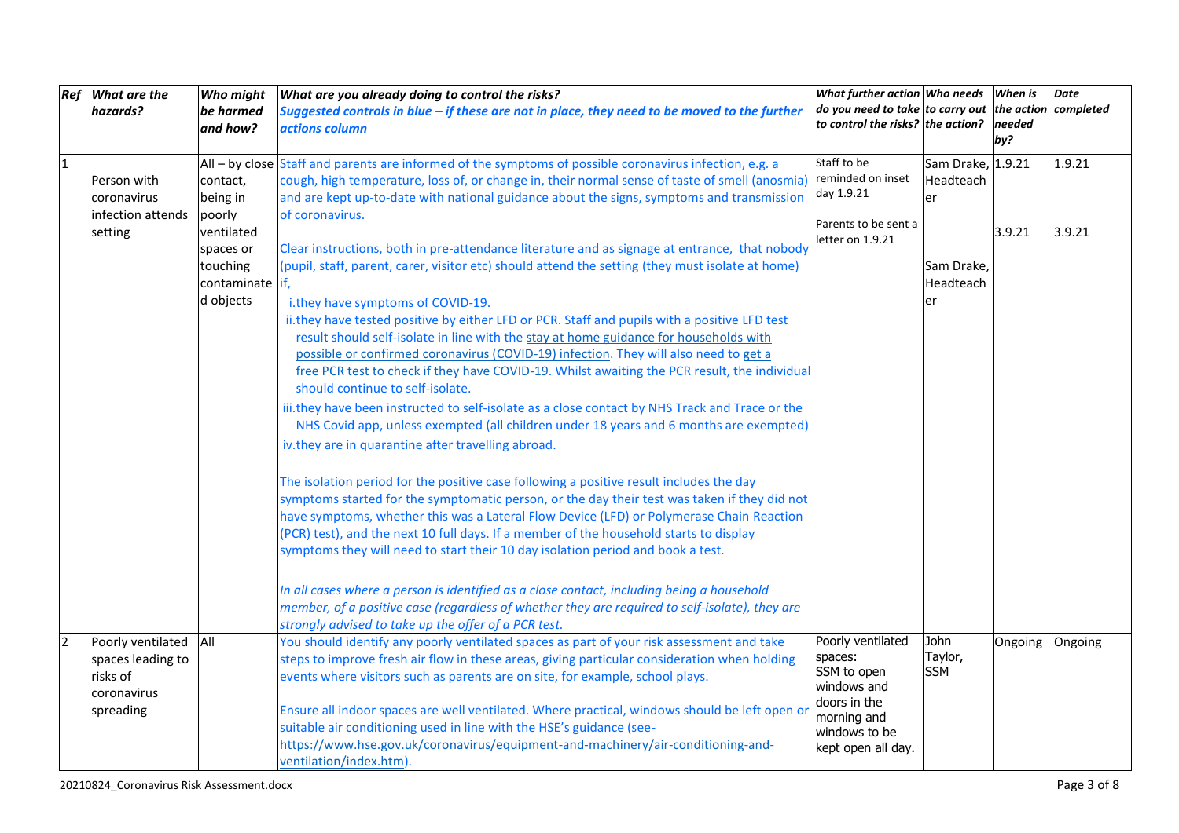| Ref | What are the hazards? | Who might be harmed and how? | What are you already doing to control the risks? *Suggested controls in blue – if these are not in place, they need to be moved to the further actions column* | What further action do you need to take to control the risks? | Who needs to carry out the action? | When is the action needed by? | Date completed |
|---|---|---|---|---|---|---|---|
| 1 | Person with coronavirus infection attends setting | All – by close contact, being in poorly ventilated spaces or touching contaminated objects | Staff and parents are informed of the symptoms of possible coronavirus infection, e.g. a cough, high temperature, loss of, or change in, their normal sense of taste of smell (anosmia) and are kept up-to-date with national guidance about the signs, symptoms and transmission of coronavirus.<br><br>Clear instructions, both in pre-attendance literature and as signage at entrance, that nobody (pupil, staff, parent, carer, visitor etc) should attend the setting (they must isolate at home) if,<br>i. they have symptoms of COVID-19.<br>ii. they have tested positive by either LFD or PCR. Staff and pupils with a positive LFD test result should self-isolate in line with the stay at home guidance for households with possible or confirmed coronavirus (COVID-19) infection. They will also need to get a free PCR test to check if they have COVID-19. Whilst awaiting the PCR result, the individual should continue to self-isolate.<br>iii. they have been instructed to self-isolate as a close contact by NHS Track and Trace or the NHS Covid app, unless exempted (all children under 18 years and 6 months are exempted)<br>iv. they are in quarantine after travelling abroad.<br><br>The isolation period for the positive case following a positive result includes the day symptoms started for the symptomatic person, or the day their test was taken if they did not have symptoms, whether this was a Lateral Flow Device (LFD) or Polymerase Chain Reaction (PCR) test), and the next 10 full days. If a member of the household starts to display symptoms they will need to start their 10 day isolation period and book a test.<br><br>*In all cases where a person is identified as a close contact, including being a household member, of a positive case (regardless of whether they are required to self-isolate), they are strongly advised to take up the offer of a PCR test.* | Staff to be reminded on inset day 1.9.21<br><br>Parents to be sent a letter on 1.9.21 | Sam Drake, Headteacher<br><br>Sam Drake, Headteacher | 1.9.21<br><br>3.9.21 | 1.9.21<br><br>3.9.21 |
| 2 | Poorly ventilated spaces leading to risks of coronavirus spreading | All | You should identify any poorly ventilated spaces as part of your risk assessment and take steps to improve fresh air flow in these areas, giving particular consideration when holding events where visitors such as parents are on site, for example, school plays.<br><br>Ensure all indoor spaces are well ventilated. Where practical, windows should be left open or suitable air conditioning used in line with the HSE's guidance (see- https://www.hse.gov.uk/coronavirus/equipment-and-machinery/air-conditioning-and-ventilation/index.htm). | Poorly ventilated spaces: SSM to open windows and doors in the morning and windows to be kept open all day. | John Taylor, SSM | Ongoing | Ongoing |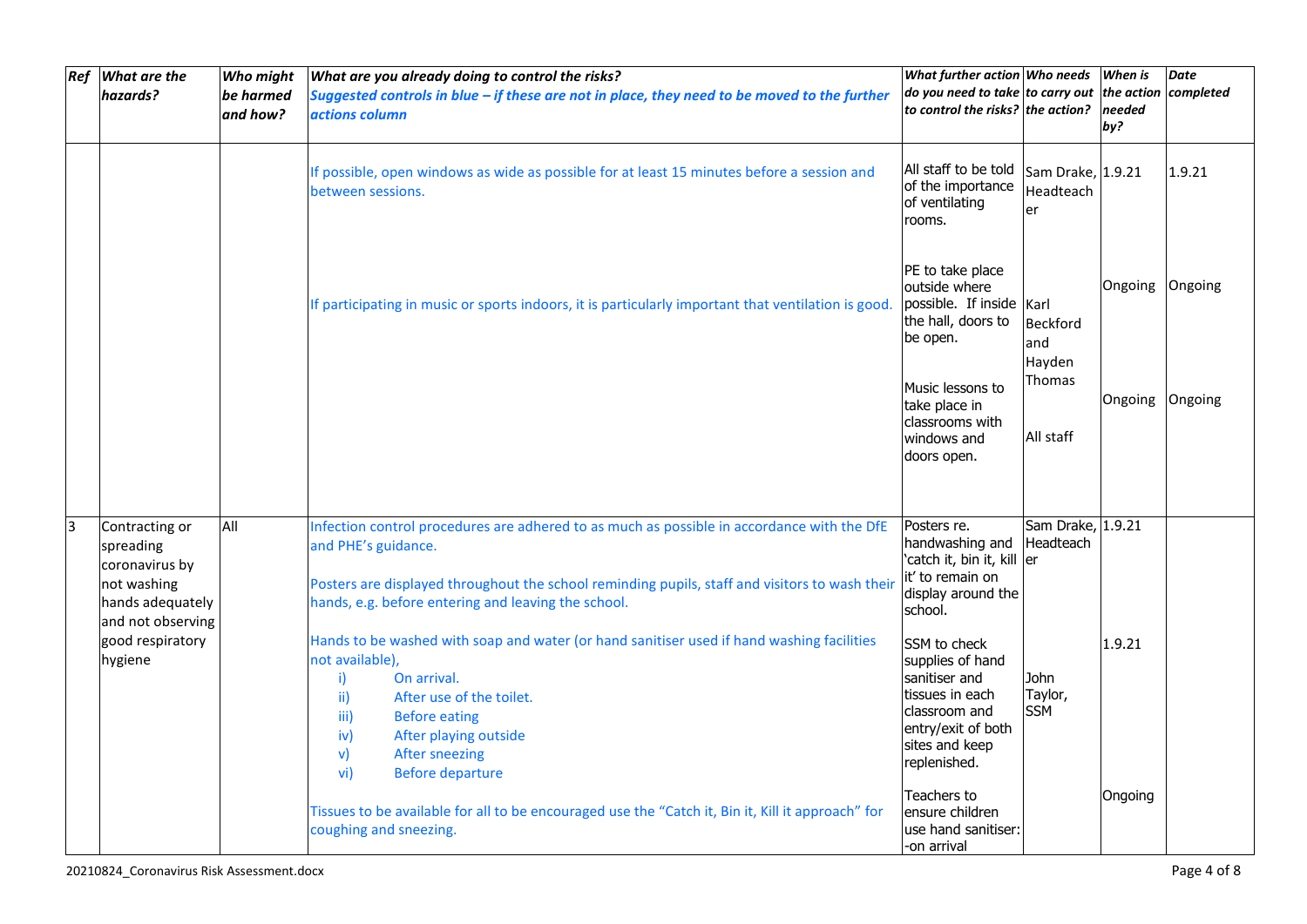| Ref | What are the hazards? | Who might be harmed and how? | What are you already doing to control the risks? *Suggested controls in blue – if these are not in place, they need to be moved to the further actions column* | What further action do you need to take to control the risks? | Who needs to carry out the action? | When is the action needed by? | Date completed |
|---|---|---|---|---|---|---|---|
| | | | If possible, open windows as wide as possible for at least 15 minutes before a session and between sessions. | All staff to be told of the importance of ventilating rooms. | Sam Drake, Headteacher | 1.9.21 | 1.9.21 |
| | | | If participating in music or sports indoors, it is particularly important that ventilation is good. | PE to take place outside where possible. If inside the hall, doors to be open.<br><br>Music lessons to take place in classrooms with windows and doors open. | Karl Beckford and Hayden Thomas<br><br>All staff | Ongoing<br><br>Ongoing | Ongoing<br><br>Ongoing |
| 3 | Contracting or spreading coronavirus by not washing hands adequately and not observing good respiratory hygiene | All | Infection control procedures are adhered to as much as possible in accordance with the DfE and PHE's guidance.<br><br>Posters are displayed throughout the school reminding pupils, staff and visitors to wash their hands, e.g. before entering and leaving the school.<br><br>Hands to be washed with soap and water (or hand sanitiser used if hand washing facilities not available),<br>i) On arrival.<br>ii) After use of the toilet.<br>iii) Before eating<br>iv) After playing outside<br>v) After sneezing<br>vi) Before departure<br><br>Tissues to be available for all to be encouraged use the "Catch it, Bin it, Kill it approach" for coughing and sneezing. | Posters re. handwashing and 'catch it, bin it, kill it' to remain on display around the school.<br><br>SSM to check supplies of hand sanitiser and tissues in each classroom and entry/exit of both sites and keep replenished.<br><br>Teachers to ensure children use hand sanitiser:<br>-on arrival | Sam Drake, Headteacher<br><br>John Taylor, SSM | 1.9.21<br><br>1.9.21<br><br>Ongoing | |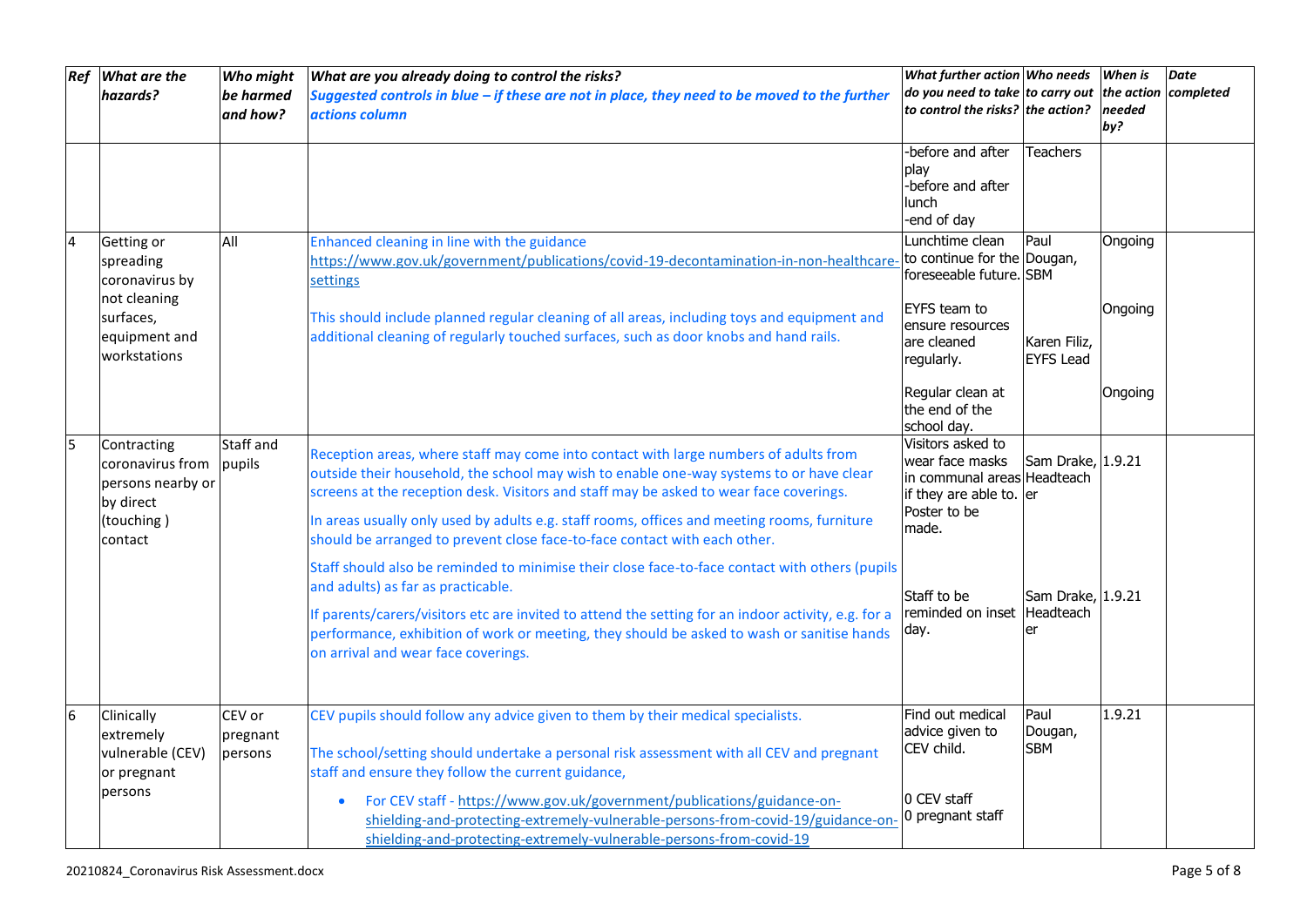| Ref | What are the hazards? | Who might be harmed and how? | What are you already doing to control the risks? *Suggested controls in blue – if these are not in place, they need to be moved to the further actions column* | What further action do you need to take to control the risks? | Who needs to carry out the action? | When is the action needed by? | Date completed |
|---|---|---|---|---|---|---|---|
| | | | | -before and after play<br>-before and after lunch<br>-end of day | Teachers | | |
| 4 | Getting or spreading coronavirus by not cleaning surfaces, equipment and workstations | All | Enhanced cleaning in line with the guidance https://www.gov.uk/government/publications/covid-19-decontamination-in-non-healthcare-settings<br><br>This should include planned regular cleaning of all areas, including toys and equipment and additional cleaning of regularly touched surfaces, such as door knobs and hand rails. | Lunchtime clean to continue for the foreseeable future.<br><br>EYFS team to ensure resources are cleaned regularly.<br><br>Regular clean at the end of the school day. | Paul Dougan, SBM<br><br>Karen Filiz, EYFS Lead | Ongoing<br><br>Ongoing<br><br>Ongoing | |
| 5 | Contracting coronavirus from persons nearby or by direct (touching ) contact | Staff and pupils | Reception areas, where staff may come into contact with large numbers of adults from outside their household, the school may wish to enable one-way systems to or have clear screens at the reception desk. Visitors and staff may be asked to wear face coverings.<br><br>In areas usually only used by adults e.g. staff rooms, offices and meeting rooms, furniture should be arranged to prevent close face-to-face contact with each other.<br><br>Staff should also be reminded to minimise their close face-to-face contact with others (pupils and adults) as far as practicable.<br><br>If parents/carers/visitors etc are invited to attend the setting for an indoor activity, e.g. for a performance, exhibition of work or meeting, they should be asked to wash or sanitise hands on arrival and wear face coverings. | Visitors asked to wear face masks in communal areas if they are able to. Poster to be made.<br><br>Staff to be reminded on inset day. | Sam Drake, Headteacher<br><br>Sam Drake, Headteacher | 1.9.21<br><br>1.9.21 | |
| 6 | Clinically extremely vulnerable (CEV) or pregnant persons | CEV or pregnant persons | CEV pupils should follow any advice given to them by their medical specialists.<br><br>The school/setting should undertake a personal risk assessment with all CEV and pregnant staff and ensure they follow the current guidance,<br><br>• For CEV staff - https://www.gov.uk/government/publications/guidance-on-shielding-and-protecting-extremely-vulnerable-persons-from-covid-19/guidance-on-shielding-and-protecting-extremely-vulnerable-persons-from-covid-19 | Find out medical advice given to CEV child.<br><br>0 CEV staff<br>0 pregnant staff | Paul Dougan, SBM | 1.9.21 | |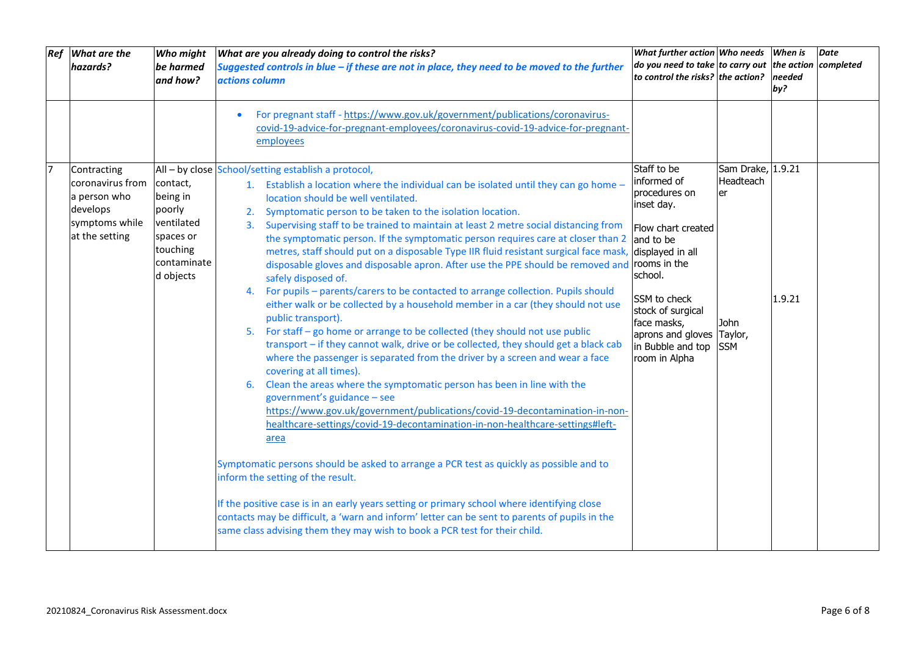| *Ref* | *What are the hazards?* | *Who might be harmed and how?* | *What are you already doing to control the risks?* *Suggested controls in blue – if these are not in place, they need to be moved to the further actions column* | *What further action do you need to take to control the risks?* | *Who needs to carry out the action?* | *When is the action needed by?* | *Date completed* |
|---|---|---|---|---|---|---|---|
| | | | • For pregnant staff - https://www.gov.uk/government/publications/coronavirus-covid-19-advice-for-pregnant-employees/coronavirus-covid-19-advice-for-pregnant-employees | | | | |
| 7 | Contracting coronavirus from a person who develops symptoms while at the setting | All – by close contact, being in poorly ventilated spaces or touching contaminated objects | School/setting establish a protocol,<br>1. Establish a location where the individual can be isolated until they can go home – location should be well ventilated.<br>2. Symptomatic person to be taken to the isolation location.<br>3. Supervising staff to be trained to maintain at least 2 metre social distancing from the symptomatic person. If the symptomatic person requires care at closer than 2 metres, staff should put on a disposable Type IIR fluid resistant surgical face mask, disposable gloves and disposable apron. After use the PPE should be removed and safely disposed of.<br>4. For pupils – parents/carers to be contacted to arrange collection. Pupils should either walk or be collected by a household member in a car (they should not use public transport).<br>5. For staff – go home or arrange to be collected (they should not use public transport – if they cannot walk, drive or be collected, they should get a black cab where the passenger is separated from the driver by a screen and wear a face covering at all times).<br>6. Clean the areas where the symptomatic person has been in line with the government's guidance – see https://www.gov.uk/government/publications/covid-19-decontamination-in-non-healthcare-settings/covid-19-decontamination-in-non-healthcare-settings#left-area<br><br>Symptomatic persons should be asked to arrange a PCR test as quickly as possible and to inform the setting of the result.<br><br>If the positive case is in an early years setting or primary school where identifying close contacts may be difficult, a 'warn and inform' letter can be sent to parents of pupils in the same class advising them they may wish to book a PCR test for their child. | Staff to be informed of procedures on inset day.<br><br>Flow chart created and to be displayed in all rooms in the school.<br><br>SSM to check stock of surgical face masks, aprons and gloves in Bubble and top room in Alpha | Sam Drake, Headteacher<br><br><br><br><br><br>John Taylor, SSM | 1.9.21<br><br><br><br><br>1.9.21 | |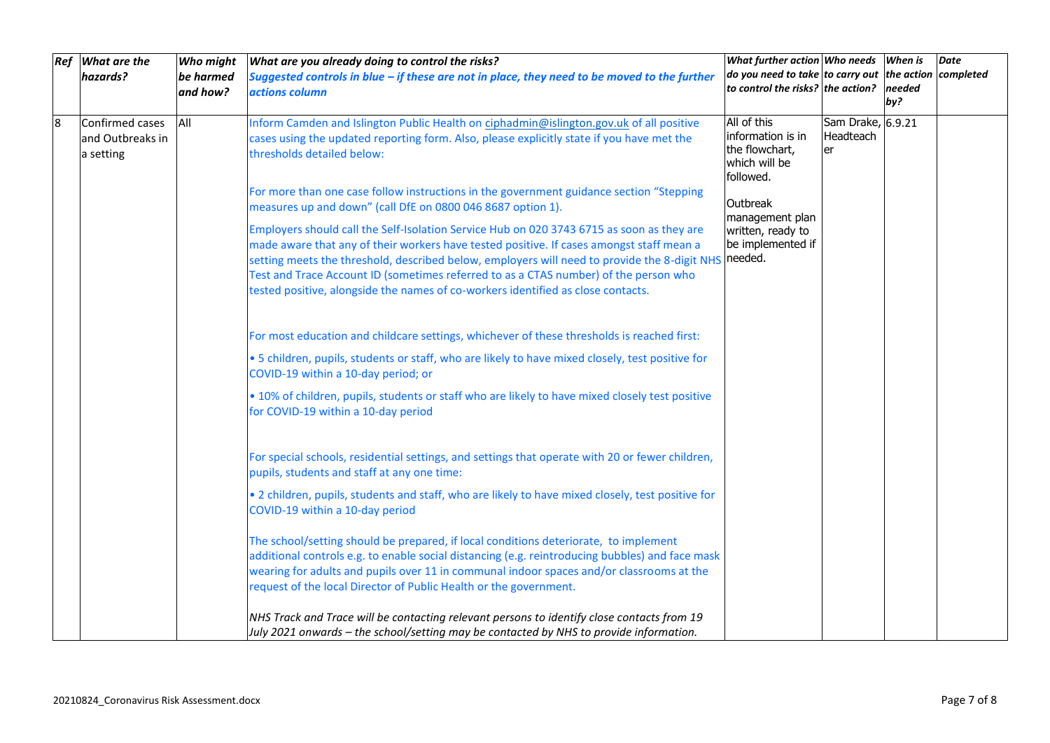| Ref | What are the hazards? | Who might be harmed and how? | What are you already doing to control the risks? *Suggested controls in blue – if these are not in place, they need to be moved to the further actions column* | What further action do you need to take to control the risks? | Who needs to carry out the action? | When is the action needed by? | Date completed |
|---|---|---|---|---|---|---|---|
| 8 | Confirmed cases and Outbreaks in a setting | All | Inform Camden and Islington Public Health on ciphadmin@islington.gov.uk of all positive cases using the updated reporting form. Also, please explicitly state if you have met the thresholds detailed below:<br><br>For more than one case follow instructions in the government guidance section "Stepping measures up and down" (call DfE on 0800 046 8687 option 1).<br><br>Employers should call the Self-Isolation Service Hub on 020 3743 6715 as soon as they are made aware that any of their workers have tested positive. If cases amongst staff mean a setting meets the threshold, described below, employers will need to provide the 8-digit NHS Test and Trace Account ID (sometimes referred to as a CTAS number) of the person who tested positive, alongside the names of co-workers identified as close contacts.<br><br>For most education and childcare settings, whichever of these thresholds is reached first:<br><br>• 5 children, pupils, students or staff, who are likely to have mixed closely, test positive for COVID-19 within a 10-day period; or<br><br>• 10% of children, pupils, students or staff who are likely to have mixed closely test positive for COVID-19 within a 10-day period<br><br>For special schools, residential settings, and settings that operate with 20 or fewer children, pupils, students and staff at any one time:<br><br>• 2 children, pupils, students and staff, who are likely to have mixed closely, test positive for COVID-19 within a 10-day period<br><br>The school/setting should be prepared, if local conditions deteriorate, to implement additional controls e.g. to enable social distancing (e.g. reintroducing bubbles) and face mask wearing for adults and pupils over 11 in communal indoor spaces and/or classrooms at the request of the local Director of Public Health or the government.<br><br>*NHS Track and Trace will be contacting relevant persons to identify close contacts from 19 July 2021 onwards – the school/setting may be contacted by NHS to provide information.* | All of this information is in the flowchart, which will be followed.<br><br>Outbreak management plan written, ready to be implemented if needed. | Sam Drake, Headteacher | 6.9.21 | |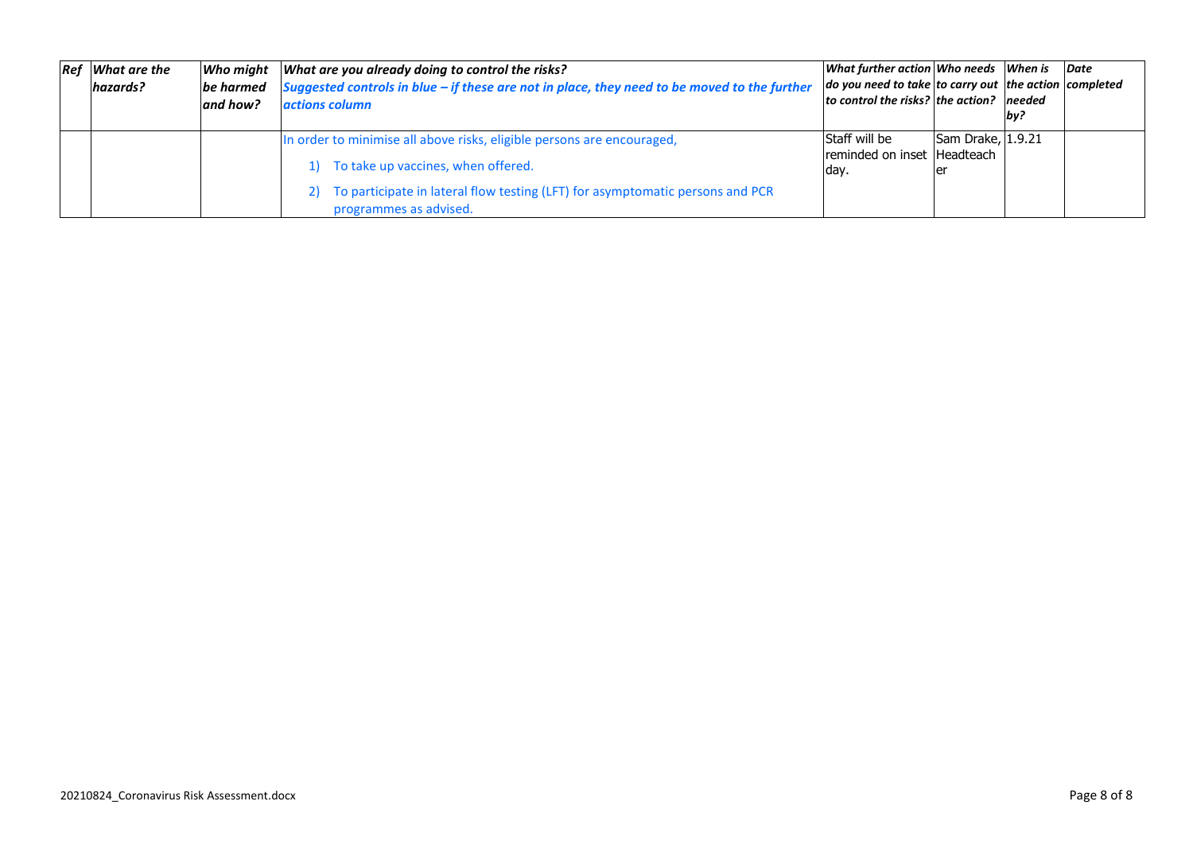| *Ref* | *What are the hazards?* | *Who might be harmed and how?* | *What are you already doing to control the risks?* ***Suggested controls in blue – if these are not in place, they need to be moved to the further actions column*** | *What further action do you need to take to control the risks?* | *Who needs to carry out the action?* | *When is the action needed by?* | *Date completed* |
|---|---|---|---|---|---|---|---|
| | | | In order to minimise all above risks, eligible persons are encouraged,<br>1) To take up vaccines, when offered.<br>2) To participate in lateral flow testing (LFT) for asymptomatic persons and PCR programmes as advised. | Staff will be reminded on inset day. | Sam Drake, Headteacher | 1.9.21 | |

20210824_Coronavirus Risk Assessment.docx